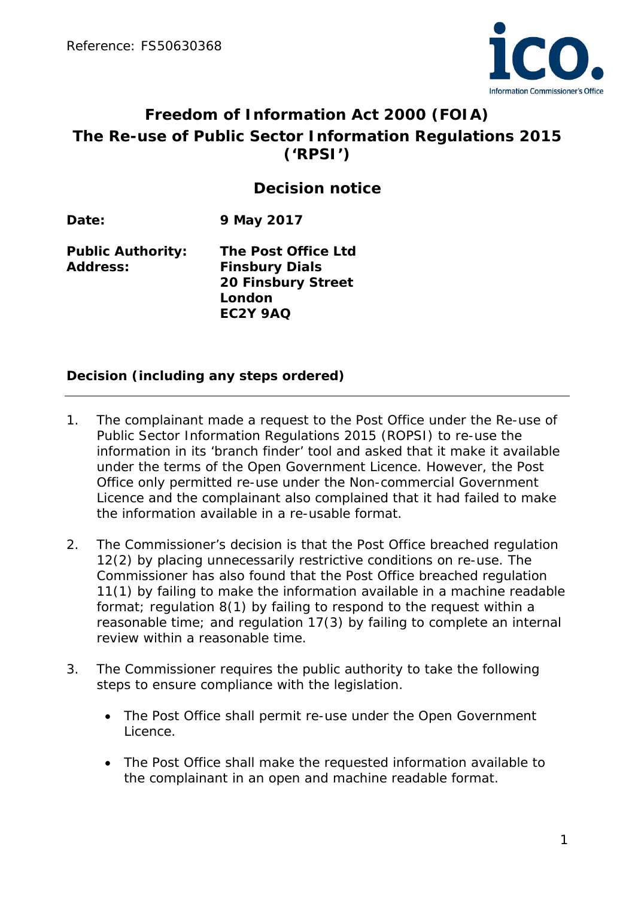Reference: FS50630368

# Freedom of Information Act 2000 (FOIA)
# The Re-use of Public Sector Information Regulations 2015 ('RPSI')

## Decision notice

**Date:** **9 May 2017**

**Public Authority:** **The Post Office Ltd**
**Address:** **Finsbury Dials**
**20 Finsbury Street**
**London**
**EC2Y 9AQ**

### Decision (including any steps ordered)

1. The complainant made a request to the Post Office under the Re-use of Public Sector Information Regulations 2015 (ROPSI) to re-use the information in its 'branch finder' tool and asked that it make it available under the terms of the Open Government Licence. However, the Post Office only permitted re-use under the Non-commercial Government Licence and the complainant also complained that it had failed to make the information available in a re-usable format.

2. The Commissioner's decision is that the Post Office breached regulation 12(2) by placing unnecessarily restrictive conditions on re-use. The Commissioner has also found that the Post Office breached regulation 11(1) by failing to make the information available in a machine readable format; regulation 8(1) by failing to respond to the request within a reasonable time; and regulation 17(3) by failing to complete an internal review within a reasonable time.

3. The Commissioner requires the public authority to take the following steps to ensure compliance with the legislation.

   - The Post Office shall permit re-use under the Open Government Licence.

   - The Post Office shall make the requested information available to the complainant in an open and machine readable format.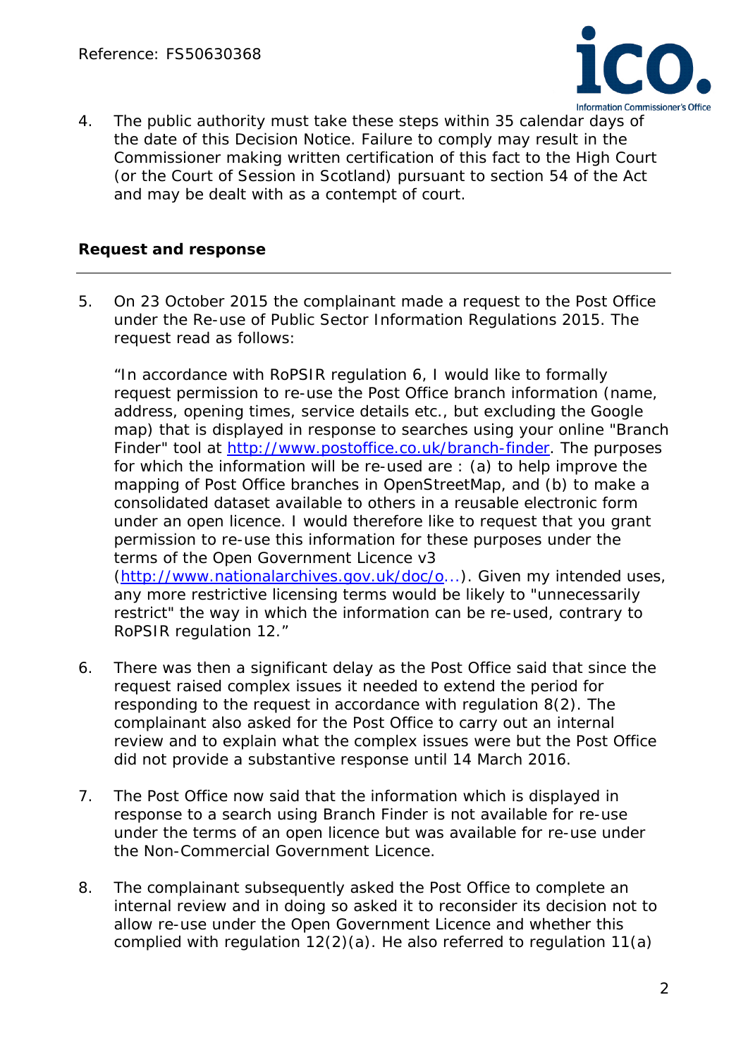4. The public authority must take these steps within 35 calendar days of the date of this Decision Notice. Failure to comply may result in the Commissioner making written certification of this fact to the High Court (or the Court of Session in Scotland) pursuant to section 54 of the Act and may be dealt with as a contempt of court.

## Request and response

5. On 23 October 2015 the complainant made a request to the Post Office under the Re-use of Public Sector Information Regulations 2015. The request read as follows:

   "In accordance with RoPSIR regulation 6, I would like to formally request permission to re-use the Post Office branch information (name, address, opening times, service details etc., but excluding the Google map) that is displayed in response to searches using your online "Branch Finder" tool at http://www.postoffice.co.uk/branch-finder. The purposes for which the information will be re-used are : (a) to help improve the mapping of Post Office branches in OpenStreetMap, and (b) to make a consolidated dataset available to others in a reusable electronic form under an open licence. I would therefore like to request that you grant permission to re-use this information for these purposes under the terms of the Open Government Licence v3 (http://www.nationalarchives.gov.uk/doc/o...). Given my intended uses, any more restrictive licensing terms would be likely to "unnecessarily restrict" the way in which the information can be re-used, contrary to RoPSIR regulation 12."

6. There was then a significant delay as the Post Office said that since the request raised complex issues it needed to extend the period for responding to the request in accordance with regulation 8(2). The complainant also asked for the Post Office to carry out an internal review and to explain what the complex issues were but the Post Office did not provide a substantive response until 14 March 2016.

7. The Post Office now said that the information which is displayed in response to a search using Branch Finder is not available for re-use under the terms of an open licence but was available for re-use under the Non-Commercial Government Licence.

8. The complainant subsequently asked the Post Office to complete an internal review and in doing so asked it to reconsider its decision not to allow re-use under the Open Government Licence and whether this complied with regulation 12(2)(a). He also referred to regulation 11(a)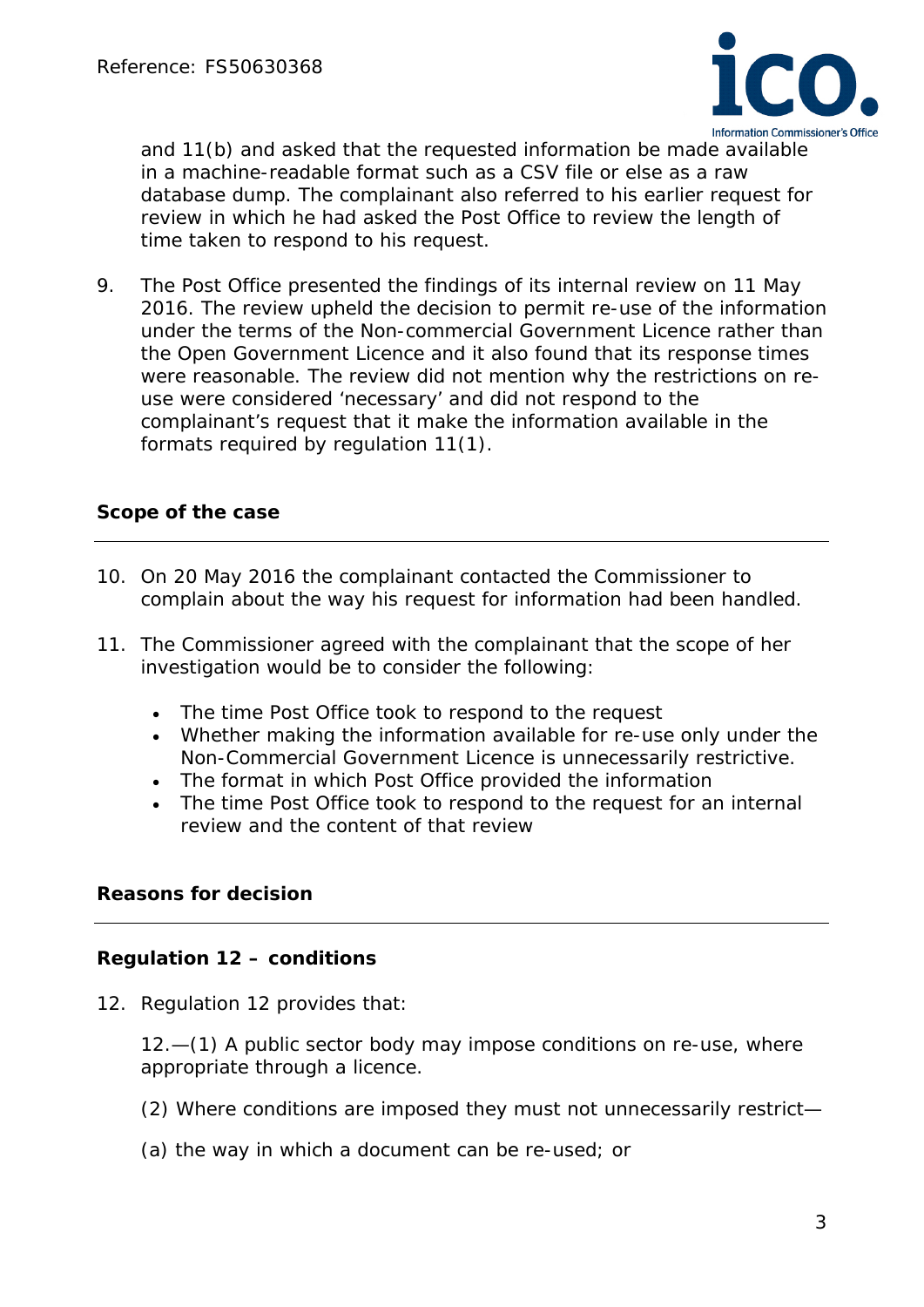and 11(b) and asked that the requested information be made available in a machine-readable format such as a CSV file or else as a raw database dump. The complainant also referred to his earlier request for review in which he had asked the Post Office to review the length of time taken to respond to his request.

9. The Post Office presented the findings of its internal review on 11 May 2016. The review upheld the decision to permit re-use of the information under the terms of the Non-commercial Government Licence rather than the Open Government Licence and it also found that its response times were reasonable. The review did not mention why the restrictions on re-use were considered 'necessary' and did not respond to the complainant's request that it make the information available in the formats required by regulation 11(1).

## Scope of the case

10. On 20 May 2016 the complainant contacted the Commissioner to complain about the way his request for information had been handled.

11. The Commissioner agreed with the complainant that the scope of her investigation would be to consider the following:

- The time Post Office took to respond to the request
- Whether making the information available for re-use only under the Non-Commercial Government Licence is unnecessarily restrictive.
- The format in which Post Office provided the information
- The time Post Office took to respond to the request for an internal review and the content of that review

## Reasons for decision

### Regulation 12 – conditions

12. Regulation 12 provides that:

12.—(1) A public sector body may impose conditions on re-use, where appropriate through a licence.

(2) Where conditions are imposed they must not unnecessarily restrict—

(a) the way in which a document can be re-used; or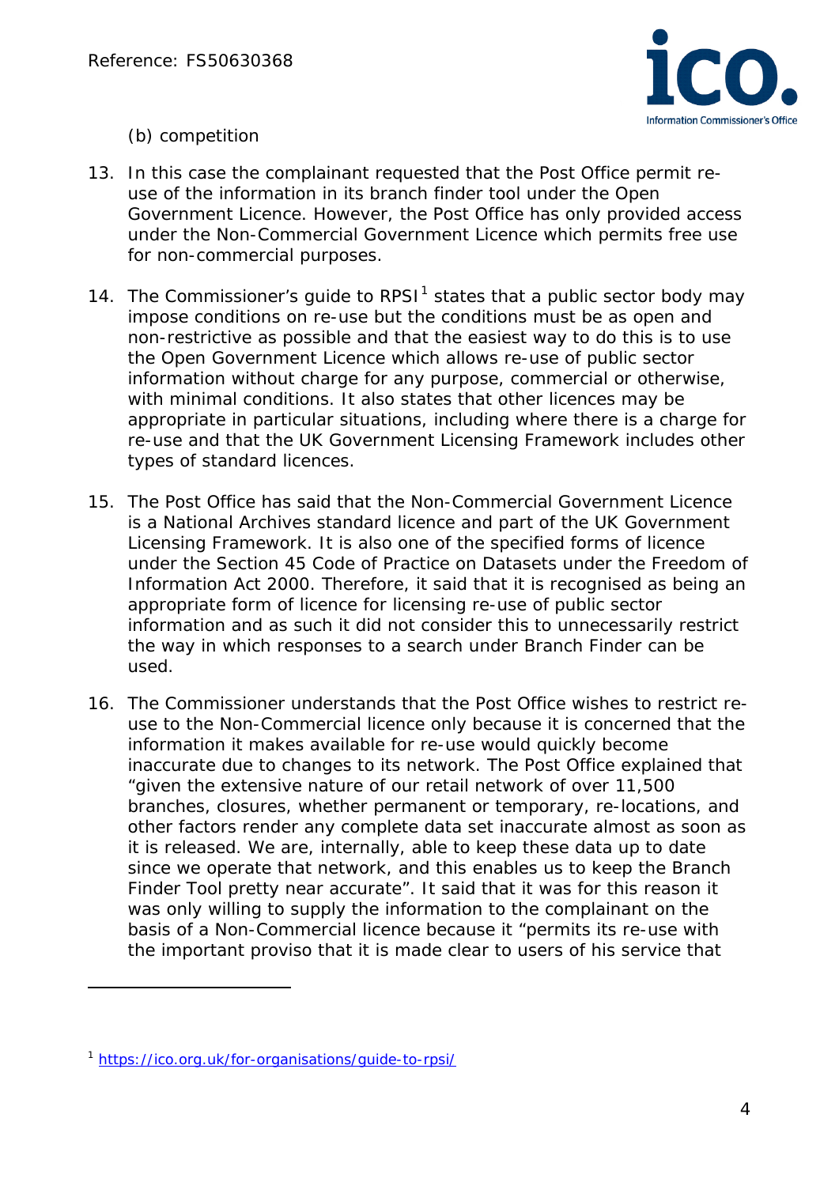(b) competition

13. In this case the complainant requested that the Post Office permit re-use of the information in its branch finder tool under the Open Government Licence. However, the Post Office has only provided access under the Non-Commercial Government Licence which permits free use for non-commercial purposes.

14. The Commissioner's guide to RPSI[1] states that a public sector body may impose conditions on re-use but the conditions must be as open and non-restrictive as possible and that the easiest way to do this is to use the Open Government Licence which allows re-use of public sector information without charge for any purpose, commercial or otherwise, with minimal conditions. It also states that other licences may be appropriate in particular situations, including where there is a charge for re-use and that the UK Government Licensing Framework includes other types of standard licences.

15. The Post Office has said that the Non-Commercial Government Licence is a National Archives standard licence and part of the UK Government Licensing Framework. It is also one of the specified forms of licence under the Section 45 Code of Practice on Datasets under the Freedom of Information Act 2000. Therefore, it said that it is recognised as being an appropriate form of licence for licensing re-use of public sector information and as such it did not consider this to unnecessarily restrict the way in which responses to a search under Branch Finder can be used.

16. The Commissioner understands that the Post Office wishes to restrict re-use to the Non-Commercial licence only because it is concerned that the information it makes available for re-use would quickly become inaccurate due to changes to its network. The Post Office explained that "given the extensive nature of our retail network of over 11,500 branches, closures, whether permanent or temporary, re-locations, and other factors render any complete data set inaccurate almost as soon as it is released. We are, internally, able to keep these data up to date since we operate that network, and this enables us to keep the Branch Finder Tool pretty near accurate". It said that it was for this reason it was only willing to supply the information to the complainant on the basis of a Non-Commercial licence because it "permits its re-use with the important proviso that it is made clear to users of his service that

---

[1] https://ico.org.uk/for-organisations/guide-to-rpsi/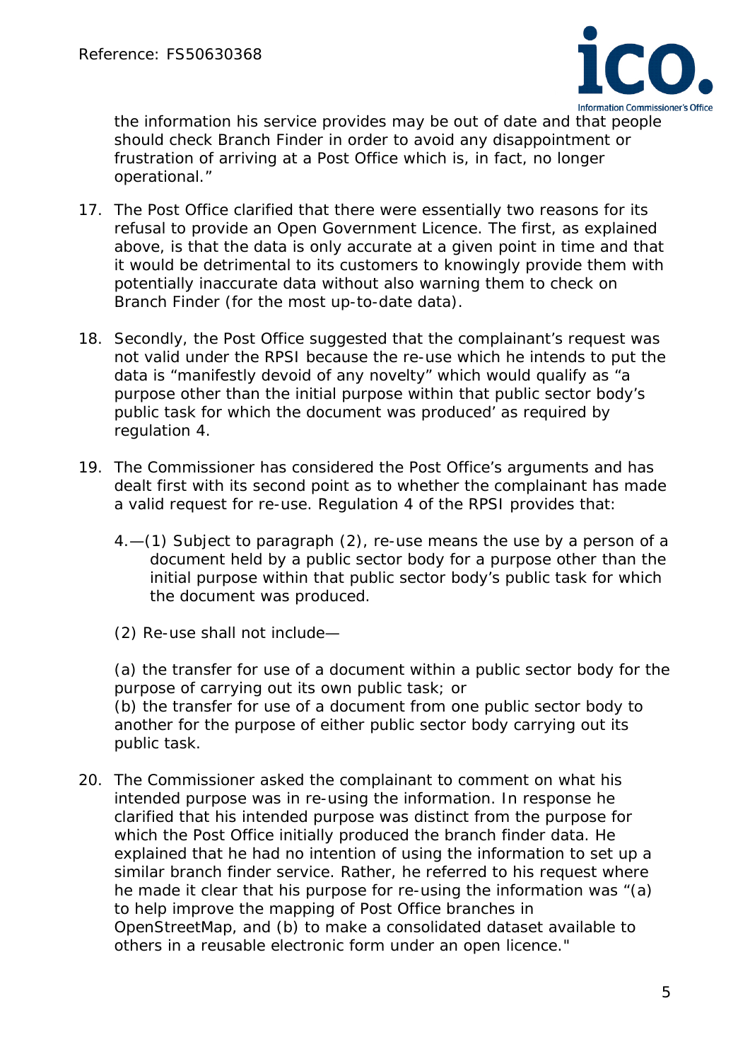the information his service provides may be out of date and that people should check Branch Finder in order to avoid any disappointment or frustration of arriving at a Post Office which is, in fact, no longer operational."

17. The Post Office clarified that there were essentially two reasons for its refusal to provide an Open Government Licence. The first, as explained above, is that the data is only accurate at a given point in time and that it would be detrimental to its customers to knowingly provide them with potentially inaccurate data without also warning them to check on Branch Finder (for the most up-to-date data).

18. Secondly, the Post Office suggested that the complainant's request was not valid under the RPSI because the re-use which he intends to put the data is "manifestly devoid of any novelty" which would qualify as "a purpose other than the initial purpose within that public sector body's public task for which the document was produced' as required by regulation 4.

19. The Commissioner has considered the Post Office's arguments and has dealt first with its second point as to whether the complainant has made a valid request for re-use. Regulation 4 of the RPSI provides that:

    4.—(1) Subject to paragraph (2), re-use means the use by a person of a document held by a public sector body for a purpose other than the initial purpose within that public sector body's public task for which the document was produced.

    (2) Re-use shall not include—

    (a) the transfer for use of a document within a public sector body for the purpose of carrying out its own public task; or
    (b) the transfer for use of a document from one public sector body to another for the purpose of either public sector body carrying out its public task.

20. The Commissioner asked the complainant to comment on what his intended purpose was in re-using the information. In response he clarified that his intended purpose was distinct from the purpose for which the Post Office initially produced the branch finder data. He explained that he had no intention of using the information to set up a similar branch finder service. Rather, he referred to his request where he made it clear that his purpose for re-using the information was "(a) to help improve the mapping of Post Office branches in OpenStreetMap, and (b) to make a consolidated dataset available to others in a reusable electronic form under an open licence."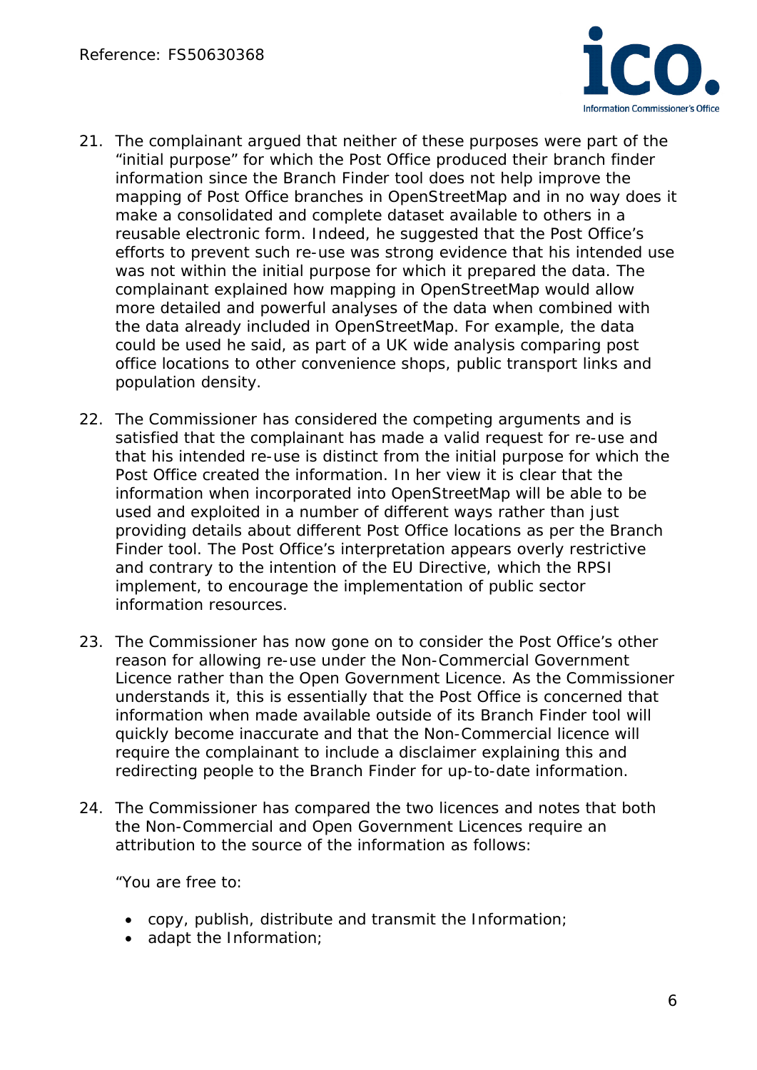21. The complainant argued that neither of these purposes were part of the "initial purpose" for which the Post Office produced their branch finder information since the Branch Finder tool does not help improve the mapping of Post Office branches in OpenStreetMap and in no way does it make a consolidated and complete dataset available to others in a reusable electronic form. Indeed, he suggested that the Post Office's efforts to prevent such re-use was strong evidence that his intended use was not within the initial purpose for which it prepared the data. The complainant explained how mapping in OpenStreetMap would allow more detailed and powerful analyses of the data when combined with the data already included in OpenStreetMap. For example, the data could be used he said, as part of a UK wide analysis comparing post office locations to other convenience shops, public transport links and population density.

22. The Commissioner has considered the competing arguments and is satisfied that the complainant has made a valid request for re-use and that his intended re-use is distinct from the initial purpose for which the Post Office created the information. In her view it is clear that the information when incorporated into OpenStreetMap will be able to be used and exploited in a number of different ways rather than just providing details about different Post Office locations as per the Branch Finder tool. The Post Office's interpretation appears overly restrictive and contrary to the intention of the EU Directive, which the RPSI implement, to encourage the implementation of public sector information resources.

23. The Commissioner has now gone on to consider the Post Office's other reason for allowing re-use under the Non-Commercial Government Licence rather than the Open Government Licence. As the Commissioner understands it, this is essentially that the Post Office is concerned that information when made available outside of its Branch Finder tool will quickly become inaccurate and that the Non-Commercial licence will require the complainant to include a disclaimer explaining this and redirecting people to the Branch Finder for up-to-date information.

24. The Commissioner has compared the two licences and notes that both the Non-Commercial and Open Government Licences require an attribution to the source of the information as follows:

    "You are free to:

    - copy, publish, distribute and transmit the Information;
    - adapt the Information;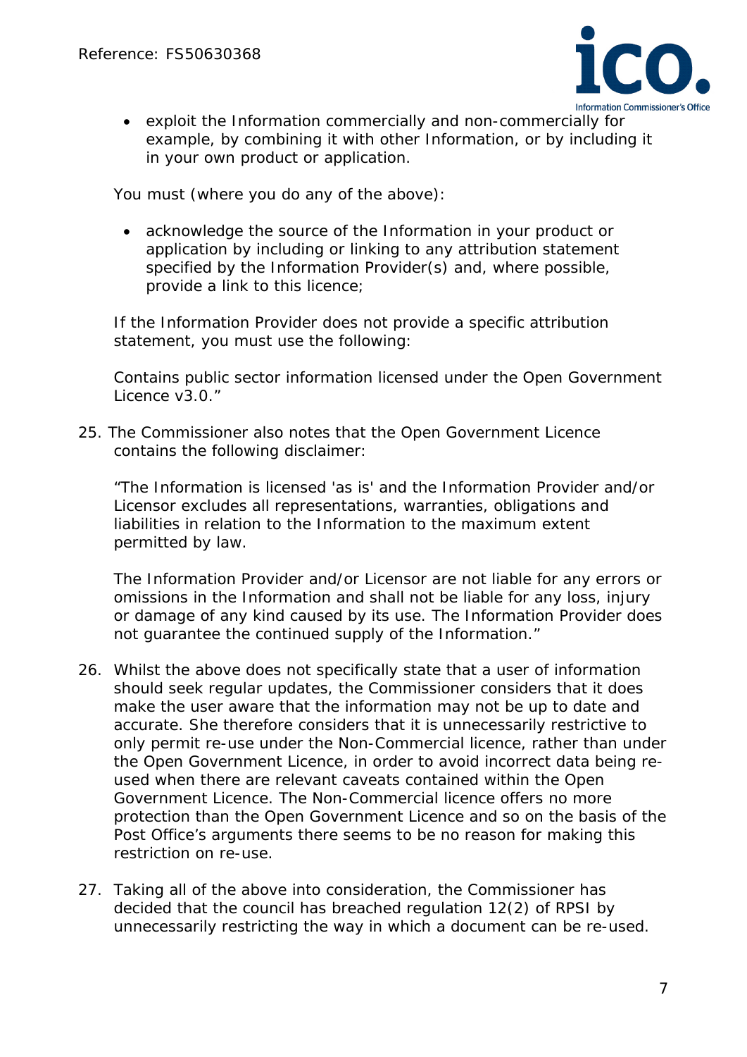- exploit the Information commercially and non-commercially for example, by combining it with other Information, or by including it in your own product or application.

You must (where you do any of the above):

- acknowledge the source of the Information in your product or application by including or linking to any attribution statement specified by the Information Provider(s) and, where possible, provide a link to this licence;

If the Information Provider does not provide a specific attribution statement, you must use the following:

Contains public sector information licensed under the Open Government Licence v3.0."

25. The Commissioner also notes that the Open Government Licence contains the following disclaimer:

"The Information is licensed 'as is' and the Information Provider and/or Licensor excludes all representations, warranties, obligations and liabilities in relation to the Information to the maximum extent permitted by law.

The Information Provider and/or Licensor are not liable for any errors or omissions in the Information and shall not be liable for any loss, injury or damage of any kind caused by its use. The Information Provider does not guarantee the continued supply of the Information."

26. Whilst the above does not specifically state that a user of information should seek regular updates, the Commissioner considers that it does make the user aware that the information may not be up to date and accurate. She therefore considers that it is unnecessarily restrictive to only permit re-use under the Non-Commercial licence, rather than under the Open Government Licence, in order to avoid incorrect data being re-used when there are relevant caveats contained within the Open Government Licence. The Non-Commercial licence offers no more protection than the Open Government Licence and so on the basis of the Post Office's arguments there seems to be no reason for making this restriction on re-use.

27. Taking all of the above into consideration, the Commissioner has decided that the council has breached regulation 12(2) of RPSI by unnecessarily restricting the way in which a document can be re-used.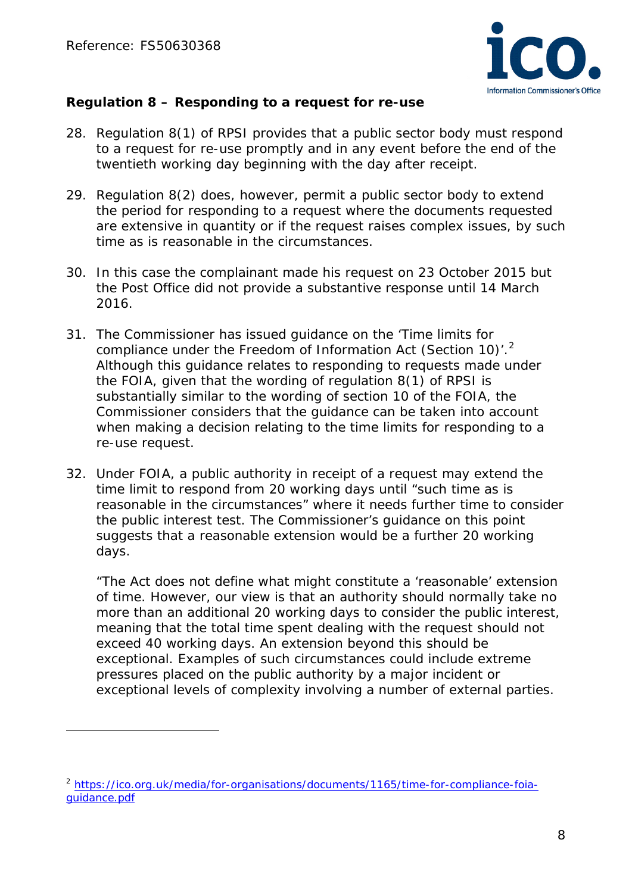**Regulation 8 – Responding to a request for re-use**

28. Regulation 8(1) of RPSI provides that a public sector body must respond to a request for re-use promptly and in any event before the end of the twentieth working day beginning with the day after receipt.

29. Regulation 8(2) does, however, permit a public sector body to extend the period for responding to a request where the documents requested are extensive in quantity or if the request raises complex issues, by such time as is reasonable in the circumstances.

30. In this case the complainant made his request on 23 October 2015 but the Post Office did not provide a substantive response until 14 March 2016.

31. The Commissioner has issued guidance on the 'Time limits for compliance under the Freedom of Information Act (Section 10)'.[2] Although this guidance relates to responding to requests made under the FOIA, given that the wording of regulation 8(1) of RPSI is substantially similar to the wording of section 10 of the FOIA, the Commissioner considers that the guidance can be taken into account when making a decision relating to the time limits for responding to a re-use request.

32. Under FOIA, a public authority in receipt of a request may extend the time limit to respond from 20 working days until "such time as is reasonable in the circumstances" where it needs further time to consider the public interest test. The Commissioner's guidance on this point suggests that a reasonable extension would be a further 20 working days.

    "The Act does not define what might constitute a 'reasonable' extension of time. However, our view is that an authority should normally take no more than an additional 20 working days to consider the public interest, meaning that the total time spent dealing with the request should not exceed 40 working days. An extension beyond this should be exceptional. Examples of such circumstances could include extreme pressures placed on the public authority by a major incident or exceptional levels of complexity involving a number of external parties.

---

[2] https://ico.org.uk/media/for-organisations/documents/1165/time-for-compliance-foia-guidance.pdf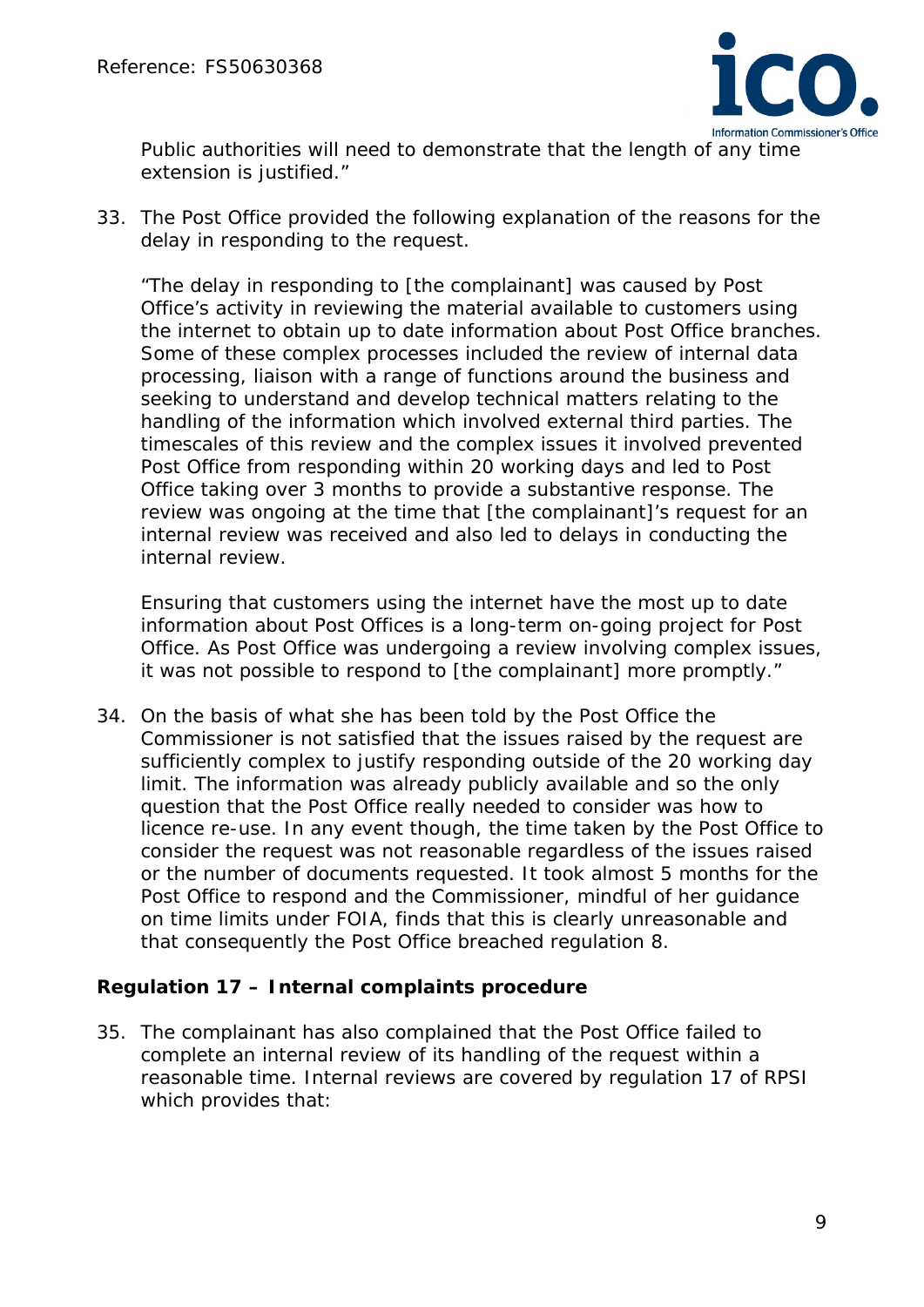Public authorities will need to demonstrate that the length of any time extension is justified."

33. The Post Office provided the following explanation of the reasons for the delay in responding to the request.

 "The delay in responding to [the complainant] was caused by Post Office's activity in reviewing the material available to customers using the internet to obtain up to date information about Post Office branches. Some of these complex processes included the review of internal data processing, liaison with a range of functions around the business and seeking to understand and develop technical matters relating to the handling of the information which involved external third parties. The timescales of this review and the complex issues it involved prevented Post Office from responding within 20 working days and led to Post Office taking over 3 months to provide a substantive response. The review was ongoing at the time that [the complainant]'s request for an internal review was received and also led to delays in conducting the internal review.

 Ensuring that customers using the internet have the most up to date information about Post Offices is a long-term on-going project for Post Office. As Post Office was undergoing a review involving complex issues, it was not possible to respond to [the complainant] more promptly."

34. On the basis of what she has been told by the Post Office the Commissioner is not satisfied that the issues raised by the request are sufficiently complex to justify responding outside of the 20 working day limit. The information was already publicly available and so the only question that the Post Office really needed to consider was how to licence re-use. In any event though, the time taken by the Post Office to consider the request was not reasonable regardless of the issues raised or the number of documents requested. It took almost 5 months for the Post Office to respond and the Commissioner, mindful of her guidance on time limits under FOIA, finds that this is clearly unreasonable and that consequently the Post Office breached regulation 8.

**Regulation 17 – Internal complaints procedure**

35. The complainant has also complained that the Post Office failed to complete an internal review of its handling of the request within a reasonable time. Internal reviews are covered by regulation 17 of RPSI which provides that: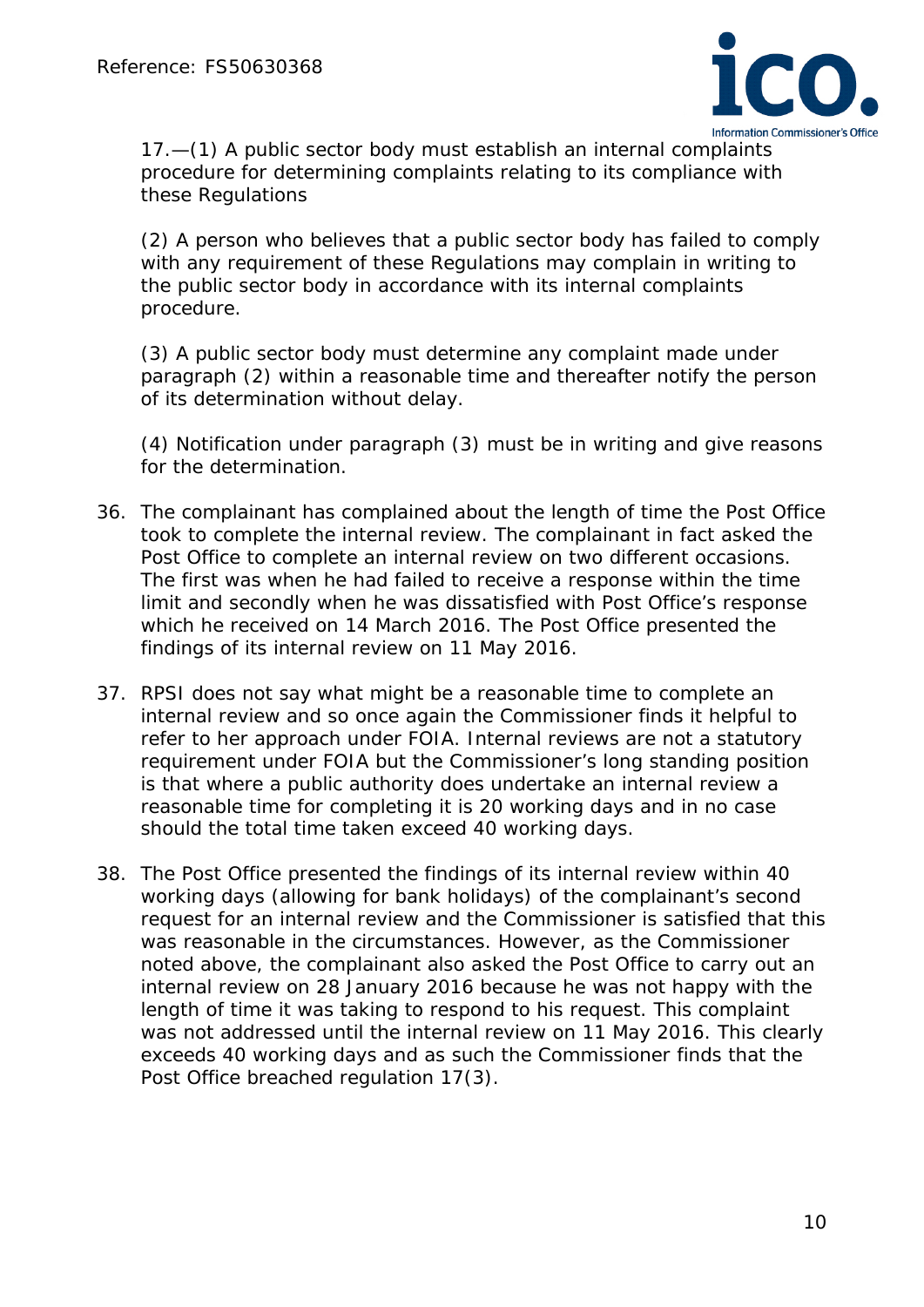17.—(1) A public sector body must establish an internal complaints procedure for determining complaints relating to its compliance with these Regulations

(2) A person who believes that a public sector body has failed to comply with any requirement of these Regulations may complain in writing to the public sector body in accordance with its internal complaints procedure.

(3) A public sector body must determine any complaint made under paragraph (2) within a reasonable time and thereafter notify the person of its determination without delay.

(4) Notification under paragraph (3) must be in writing and give reasons for the determination.

36. The complainant has complained about the length of time the Post Office took to complete the internal review. The complainant in fact asked the Post Office to complete an internal review on two different occasions. The first was when he had failed to receive a response within the time limit and secondly when he was dissatisfied with Post Office's response which he received on 14 March 2016. The Post Office presented the findings of its internal review on 11 May 2016.

37. RPSI does not say what might be a reasonable time to complete an internal review and so once again the Commissioner finds it helpful to refer to her approach under FOIA. Internal reviews are not a statutory requirement under FOIA but the Commissioner's long standing position is that where a public authority does undertake an internal review a reasonable time for completing it is 20 working days and in no case should the total time taken exceed 40 working days.

38. The Post Office presented the findings of its internal review within 40 working days (allowing for bank holidays) of the complainant's second request for an internal review and the Commissioner is satisfied that this was reasonable in the circumstances. However, as the Commissioner noted above, the complainant also asked the Post Office to carry out an internal review on 28 January 2016 because he was not happy with the length of time it was taking to respond to his request. This complaint was not addressed until the internal review on 11 May 2016. This clearly exceeds 40 working days and as such the Commissioner finds that the Post Office breached regulation 17(3).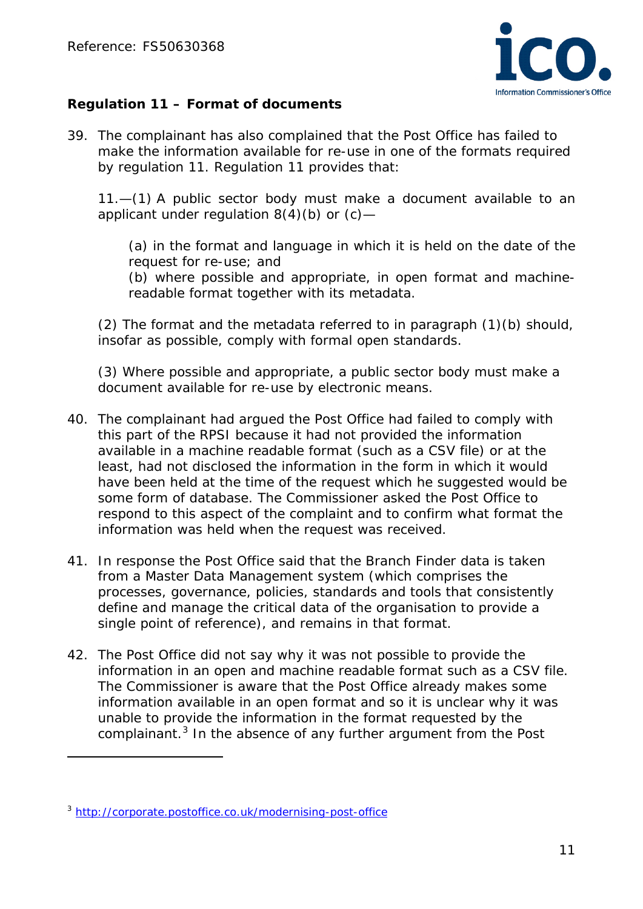**Regulation 11 – Format of documents**

39. The complainant has also complained that the Post Office has failed to make the information available for re-use in one of the formats required by regulation 11. Regulation 11 provides that:

    11.—(1) A public sector body must make a document available to an applicant under regulation 8(4)(b) or (c)—

    (a) in the format and language in which it is held on the date of the request for re-use; and
    (b) where possible and appropriate, in open format and machine-readable format together with its metadata.

    (2) The format and the metadata referred to in paragraph (1)(b) should, insofar as possible, comply with formal open standards.

    (3) Where possible and appropriate, a public sector body must make a document available for re-use by electronic means.

40. The complainant had argued the Post Office had failed to comply with this part of the RPSI because it had not provided the information available in a machine readable format (such as a CSV file) or at the least, had not disclosed the information in the form in which it would have been held at the time of the request which he suggested would be some form of database. The Commissioner asked the Post Office to respond to this aspect of the complaint and to confirm what format the information was held when the request was received.

41. In response the Post Office said that the Branch Finder data is taken from a Master Data Management system (which comprises the processes, governance, policies, standards and tools that consistently define and manage the critical data of the organisation to provide a single point of reference), and remains in that format.

42. The Post Office did not say why it was not possible to provide the information in an open and machine readable format such as a CSV file. The Commissioner is aware that the Post Office already makes some information available in an open format and so it is unclear why it was unable to provide the information in the format requested by the complainant.[3] In the absence of any further argument from the Post

---

[3] http://corporate.postoffice.co.uk/modernising-post-office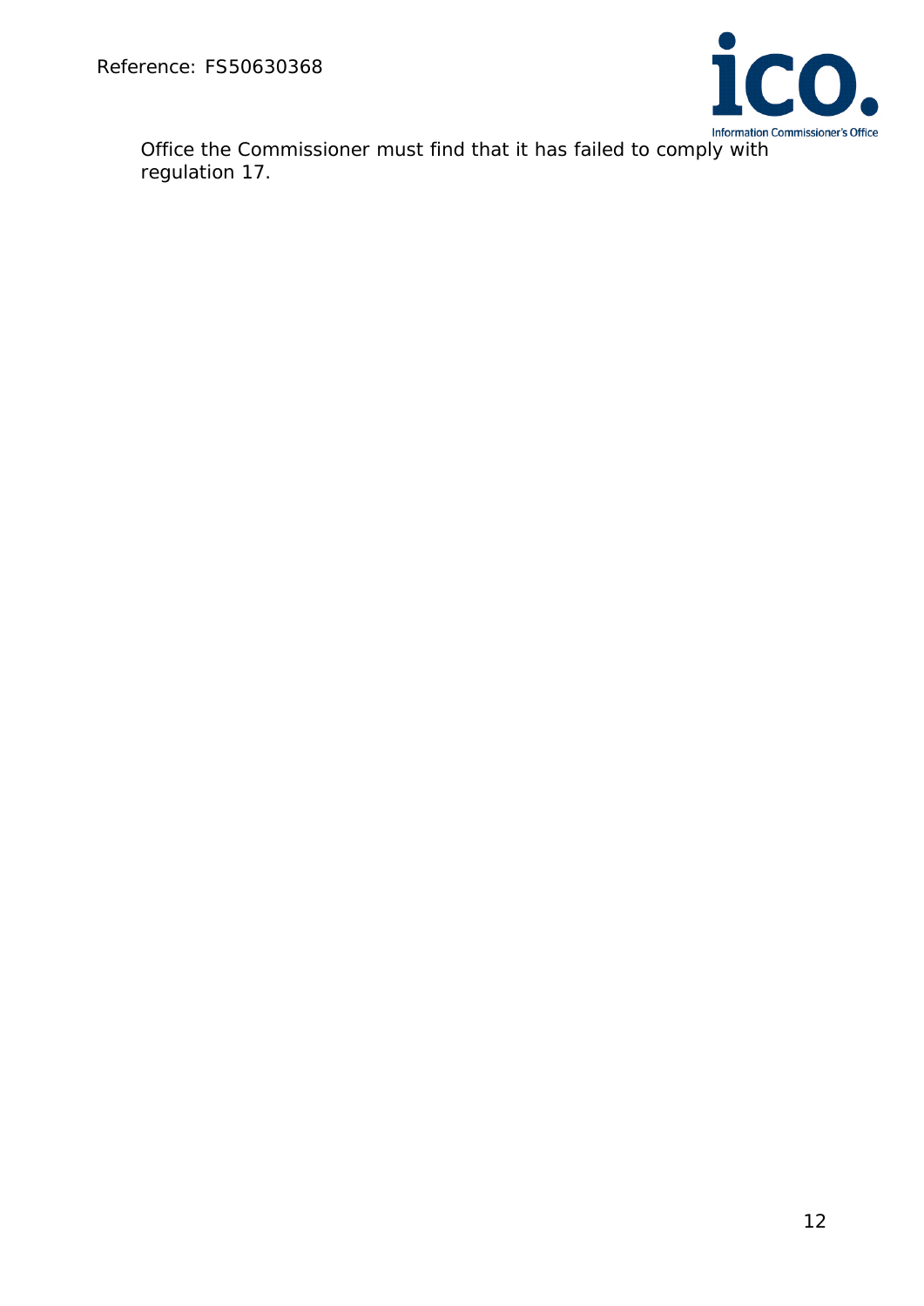Office the Commissioner must find that it has failed to comply with regulation 17.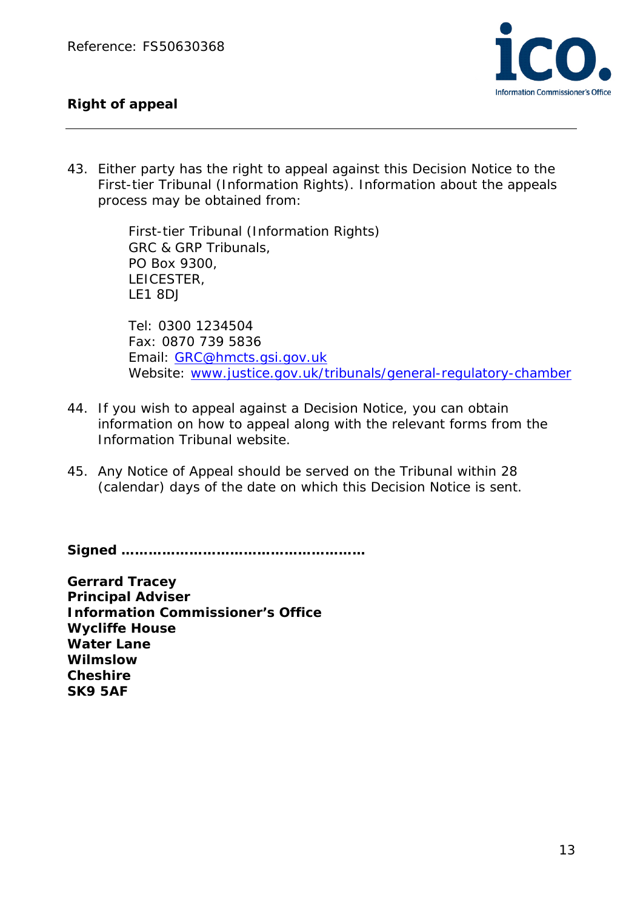## Right of appeal

43. Either party has the right to appeal against this Decision Notice to the First-tier Tribunal (Information Rights). Information about the appeals process may be obtained from:

    First-tier Tribunal (Information Rights)
    GRC & GRP Tribunals,
    PO Box 9300,
    LEICESTER,
    LE1 8DJ

    Tel: 0300 1234504
    Fax: 0870 739 5836
    Email: GRC@hmcts.gsi.gov.uk
    Website: www.justice.gov.uk/tribunals/general-regulatory-chamber

44. If you wish to appeal against a Decision Notice, you can obtain information on how to appeal along with the relevant forms from the Information Tribunal website.

45. Any Notice of Appeal should be served on the Tribunal within 28 (calendar) days of the date on which this Decision Notice is sent.

**Signed ………………………………………………**

**Gerrard Tracey**
**Principal Adviser**
**Information Commissioner's Office**
**Wycliffe House**
**Water Lane**
**Wilmslow**
**Cheshire**
**SK9 5AF**